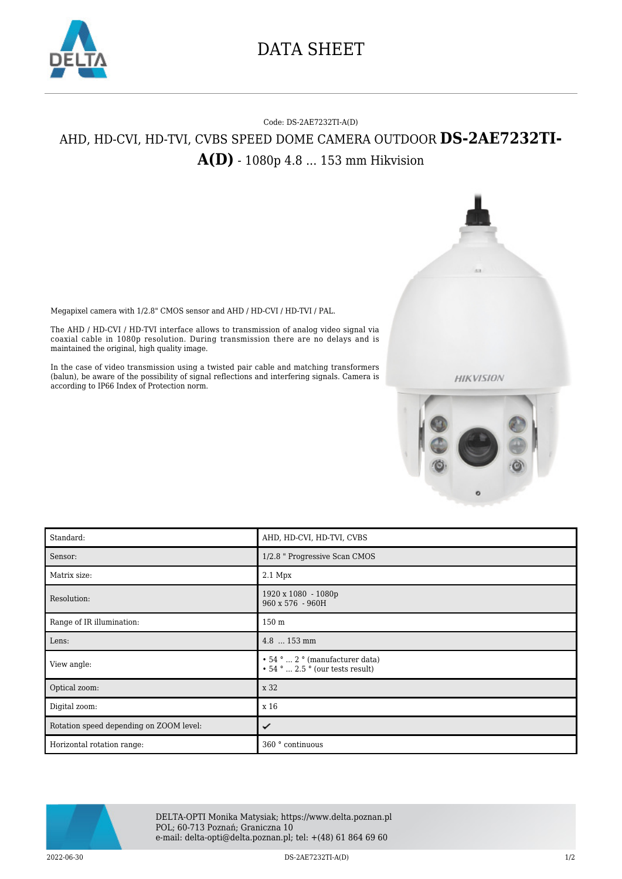# DATA SHEET

Code: DS-2AE7232TI-A(D)

## AHD, HD-CVI, HD-TVI, CVBS SPEED DOME CAMERA OUTDOOR **DS-2AE7232TI-A(D)** - 1080p 4.8 ... 153 mm Hikvision

Megapixel camera with 1/2.8" CMOS sensor and AHD / HD-CVI / HD-TVI / PAL.

The AHD / HD-CVI / HD-TVI interface allows to transmission of analog video signal via coaxial cable in 1080p resolution. During transmission there are no delays and is maintained the original, high quality image.

In the case of video transmission using a twisted pair cable and matching transformers (balun), be aware of the possibility of signal reflections and interfering signals. Camera is according to IP66 Index of Protection norm.

| | |
|---|---|
| Standard: | AHD, HD-CVI, HD-TVI, CVBS |
| Sensor: | 1/2.8 " Progressive Scan CMOS |
| Matrix size: | 2.1 Mpx |
| Resolution: | 1920 x 1080 - 1080p<br>960 x 576 - 960H |
| Range of IR illumination: | 150 m |
| Lens: | 4.8 ... 153 mm |
| View angle: | • 54 ° ... 2 ° (manufacturer data)<br>• 54 ° ... 2.5 ° (our tests result) |
| Optical zoom: | x 32 |
| Digital zoom: | x 16 |
| Rotation speed depending on ZOOM level: | ✓ |
| Horizontal rotation range: | 360 ° continuous |

DELTA-OPTI Monika Matysiak; https://www.delta.poznan.pl
POL; 60-713 Poznań; Graniczna 10
e-mail: delta-opti@delta.poznan.pl; tel: +(48) 61 864 69 60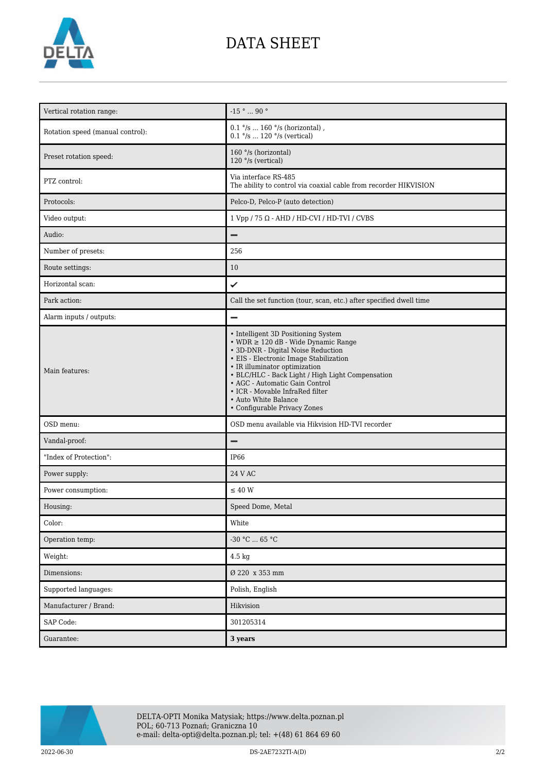# DATA SHEET

| | |
|---|---|
| Vertical rotation range: | -15 ° ... 90 ° |
| Rotation speed (manual control): | 0.1 °/s ... 160 °/s (horizontal) ,<br>0.1 °/s ... 120 °/s (vertical) |
| Preset rotation speed: | 160 °/s (horizontal)<br>120 °/s (vertical) |
| PTZ control: | Via interface RS-485<br>The ability to control via coaxial cable from recorder HIKVISION |
| Protocols: | Pelco-D, Pelco-P (auto detection) |
| Video output: | 1 Vpp / 75 Ω - AHD / HD-CVI / HD-TVI / CVBS |
| Audio: | – |
| Number of presets: | 256 |
| Route settings: | 10 |
| Horizontal scan: | ✔ |
| Park action: | Call the set function (tour, scan, etc.) after specified dwell time |
| Alarm inputs / outputs: | – |
| Main features: | • Intelligent 3D Positioning System<br>• WDR ≥ 120 dB - Wide Dynamic Range<br>• 3D-DNR - Digital Noise Reduction<br>• EIS - Electronic Image Stabilization<br>• IR illuminator optimization<br>• BLC/HLC - Back Light / High Light Compensation<br>• AGC - Automatic Gain Control<br>• ICR - Movable InfraRed filter<br>• Auto White Balance<br>• Configurable Privacy Zones |
| OSD menu: | OSD menu available via Hikvision HD-TVI recorder |
| Vandal-proof: | – |
| "Index of Protection": | IP66 |
| Power supply: | 24 V AC |
| Power consumption: | ≤ 40 W |
| Housing: | Speed Dome, Metal |
| Color: | White |
| Operation temp: | -30 °C ... 65 °C |
| Weight: | 4.5 kg |
| Dimensions: | Ø 220 x 353 mm |
| Supported languages: | Polish, English |
| Manufacturer / Brand: | Hikvision |
| SAP Code: | 301205314 |
| Guarantee: | **3 years** |

DELTA-OPTI Monika Matysiak; https://www.delta.poznan.pl
POL; 60-713 Poznań; Graniczna 10
e-mail: delta-opti@delta.poznan.pl; tel: +(48) 61 864 69 60

2022-06-30 DS-2AE7232TI-A(D)